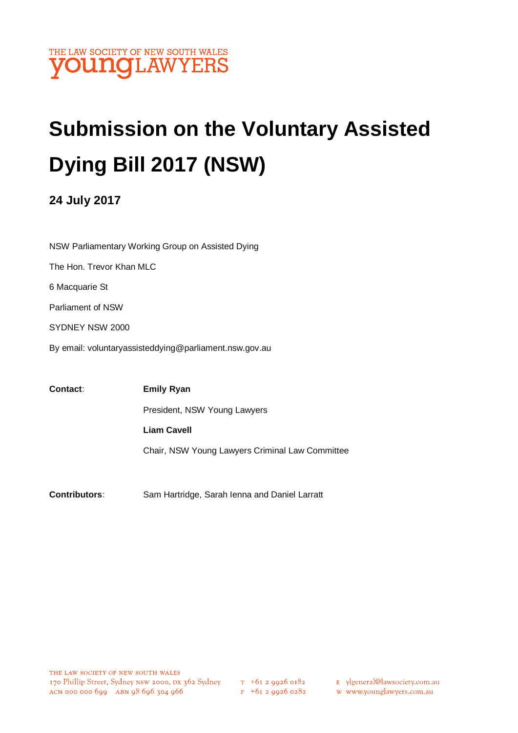THE LAW SOCIETY OF NEW SOUTH WALES
youngLAWYERS

# Submission on the Voluntary Assisted Dying Bill 2017 (NSW)

## 24 July 2017

NSW Parliamentary Working Group on Assisted Dying

The Hon. Trevor Khan MLC

6 Macquarie St

Parliament of NSW

SYDNEY NSW 2000

By email: voluntaryassisteddying@parliament.nsw.gov.au

**Contact:** **Emily Ryan**

President, NSW Young Lawyers

**Liam Cavell**

Chair, NSW Young Lawyers Criminal Law Committee

**Contributors:** Sam Hartridge, Sarah Ienna and Daniel Larratt

THE LAW SOCIETY OF NEW SOUTH WALES
170 Phillip Street, Sydney NSW 2000, DX 362 Sydney
ACN 000 000 699 ABN 98 696 304 966
T +61 2 9926 0182
F +61 2 9926 0282
E ylgeneral@lawsociety.com.au
W www.younglawyers.com.au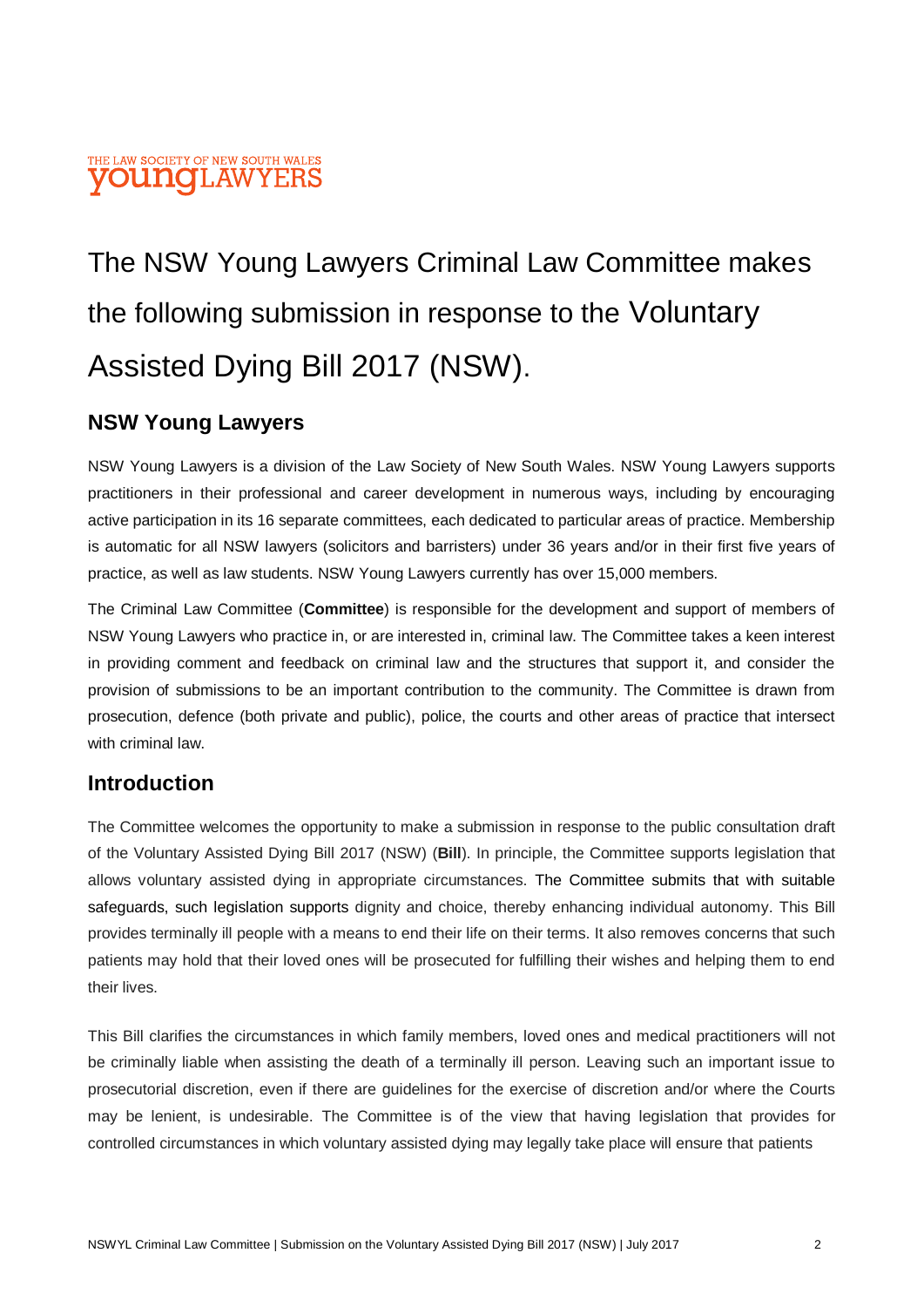THE LAW SOCIETY OF NEW SOUTH WALES
**young**LAWYERS

# The NSW Young Lawyers Criminal Law Committee makes the following submission in response to the Voluntary Assisted Dying Bill 2017 (NSW).

## NSW Young Lawyers

NSW Young Lawyers is a division of the Law Society of New South Wales. NSW Young Lawyers supports practitioners in their professional and career development in numerous ways, including by encouraging active participation in its 16 separate committees, each dedicated to particular areas of practice. Membership is automatic for all NSW lawyers (solicitors and barristers) under 36 years and/or in their first five years of practice, as well as law students. NSW Young Lawyers currently has over 15,000 members.

The Criminal Law Committee (**Committee**) is responsible for the development and support of members of NSW Young Lawyers who practice in, or are interested in, criminal law. The Committee takes a keen interest in providing comment and feedback on criminal law and the structures that support it, and consider the provision of submissions to be an important contribution to the community. The Committee is drawn from prosecution, defence (both private and public), police, the courts and other areas of practice that intersect with criminal law.

## Introduction

The Committee welcomes the opportunity to make a submission in response to the public consultation draft of the Voluntary Assisted Dying Bill 2017 (NSW) (**Bill**). In principle, the Committee supports legislation that allows voluntary assisted dying in appropriate circumstances. The Committee submits that with suitable safeguards, such legislation supports dignity and choice, thereby enhancing individual autonomy. This Bill provides terminally ill people with a means to end their life on their terms. It also removes concerns that such patients may hold that their loved ones will be prosecuted for fulfilling their wishes and helping them to end their lives.

This Bill clarifies the circumstances in which family members, loved ones and medical practitioners will not be criminally liable when assisting the death of a terminally ill person. Leaving such an important issue to prosecutorial discretion, even if there are guidelines for the exercise of discretion and/or where the Courts may be lenient, is undesirable. The Committee is of the view that having legislation that provides for controlled circumstances in which voluntary assisted dying may legally take place will ensure that patients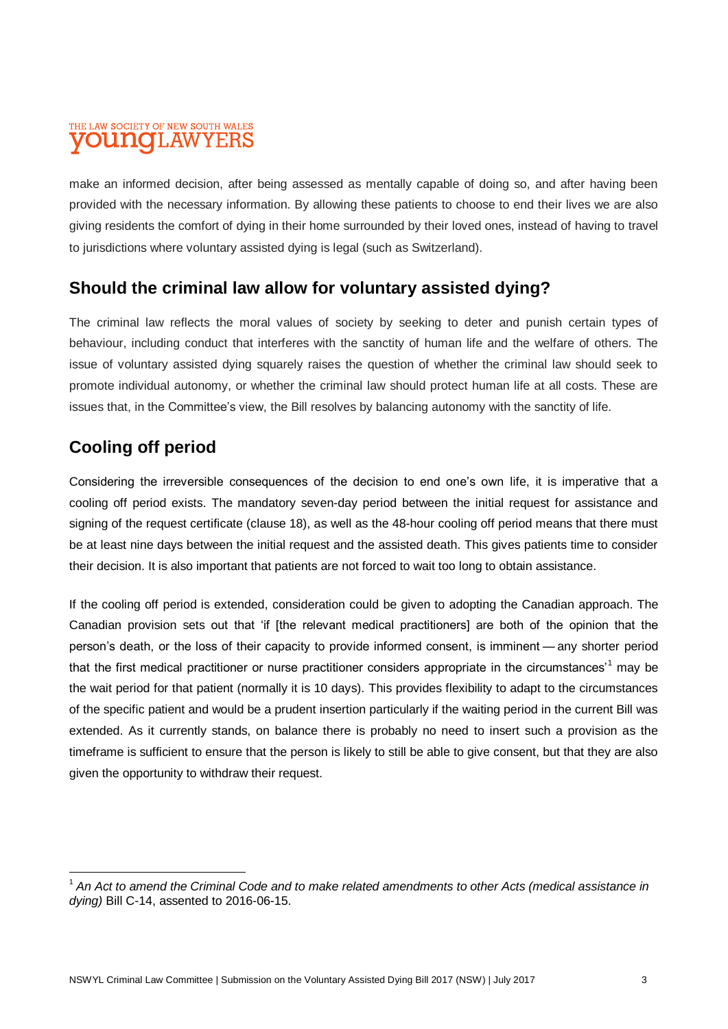make an informed decision, after being assessed as mentally capable of doing so, and after having been provided with the necessary information. By allowing these patients to choose to end their lives we are also giving residents the comfort of dying in their home surrounded by their loved ones, instead of having to travel to jurisdictions where voluntary assisted dying is legal (such as Switzerland).

## Should the criminal law allow for voluntary assisted dying?

The criminal law reflects the moral values of society by seeking to deter and punish certain types of behaviour, including conduct that interferes with the sanctity of human life and the welfare of others. The issue of voluntary assisted dying squarely raises the question of whether the criminal law should seek to promote individual autonomy, or whether the criminal law should protect human life at all costs. These are issues that, in the Committee's view, the Bill resolves by balancing autonomy with the sanctity of life.

## Cooling off period

Considering the irreversible consequences of the decision to end one's own life, it is imperative that a cooling off period exists. The mandatory seven-day period between the initial request for assistance and signing of the request certificate (clause 18), as well as the 48-hour cooling off period means that there must be at least nine days between the initial request and the assisted death. This gives patients time to consider their decision. It is also important that patients are not forced to wait too long to obtain assistance.

If the cooling off period is extended, consideration could be given to adopting the Canadian approach. The Canadian provision sets out that 'if [the relevant medical practitioners] are both of the opinion that the person's death, or the loss of their capacity to provide informed consent, is imminent — any shorter period that the first medical practitioner or nurse practitioner considers appropriate in the circumstances'[1] may be the wait period for that patient (normally it is 10 days). This provides flexibility to adapt to the circumstances of the specific patient and would be a prudent insertion particularly if the waiting period in the current Bill was extended. As it currently stands, on balance there is probably no need to insert such a provision as the timeframe is sufficient to ensure that the person is likely to still be able to give consent, but that they are also given the opportunity to withdraw their request.

---

[1] *An Act to amend the Criminal Code and to make related amendments to other Acts (medical assistance in dying)* Bill C-14, assented to 2016-06-15.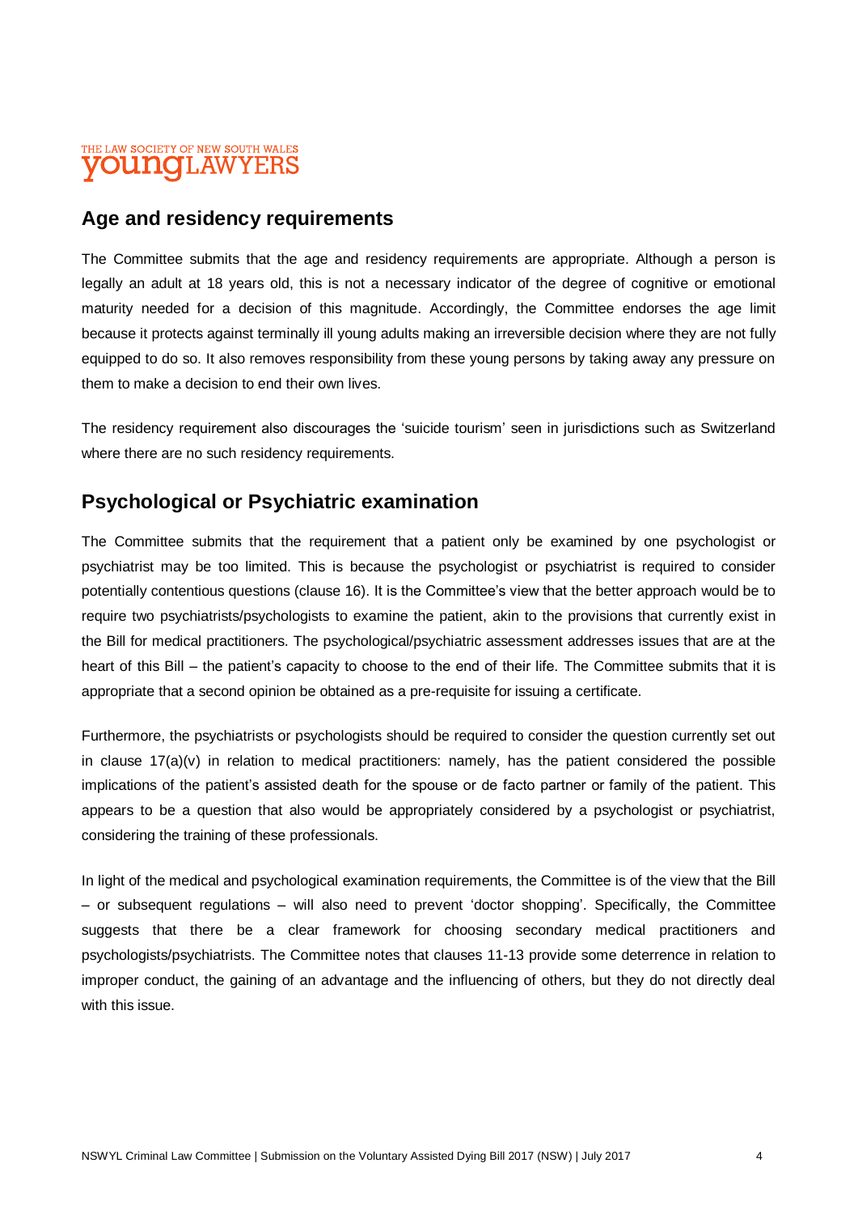## Age and residency requirements

The Committee submits that the age and residency requirements are appropriate. Although a person is legally an adult at 18 years old, this is not a necessary indicator of the degree of cognitive or emotional maturity needed for a decision of this magnitude. Accordingly, the Committee endorses the age limit because it protects against terminally ill young adults making an irreversible decision where they are not fully equipped to do so. It also removes responsibility from these young persons by taking away any pressure on them to make a decision to end their own lives.

The residency requirement also discourages the 'suicide tourism' seen in jurisdictions such as Switzerland where there are no such residency requirements.

## Psychological or Psychiatric examination

The Committee submits that the requirement that a patient only be examined by one psychologist or psychiatrist may be too limited. This is because the psychologist or psychiatrist is required to consider potentially contentious questions (clause 16). It is the Committee's view that the better approach would be to require two psychiatrists/psychologists to examine the patient, akin to the provisions that currently exist in the Bill for medical practitioners. The psychological/psychiatric assessment addresses issues that are at the heart of this Bill – the patient's capacity to choose to the end of their life. The Committee submits that it is appropriate that a second opinion be obtained as a pre-requisite for issuing a certificate.

Furthermore, the psychiatrists or psychologists should be required to consider the question currently set out in clause 17(a)(v) in relation to medical practitioners: namely, has the patient considered the possible implications of the patient's assisted death for the spouse or de facto partner or family of the patient. This appears to be a question that also would be appropriately considered by a psychologist or psychiatrist, considering the training of these professionals.

In light of the medical and psychological examination requirements, the Committee is of the view that the Bill – or subsequent regulations – will also need to prevent 'doctor shopping'. Specifically, the Committee suggests that there be a clear framework for choosing secondary medical practitioners and psychologists/psychiatrists. The Committee notes that clauses 11-13 provide some deterrence in relation to improper conduct, the gaining of an advantage and the influencing of others, but they do not directly deal with this issue.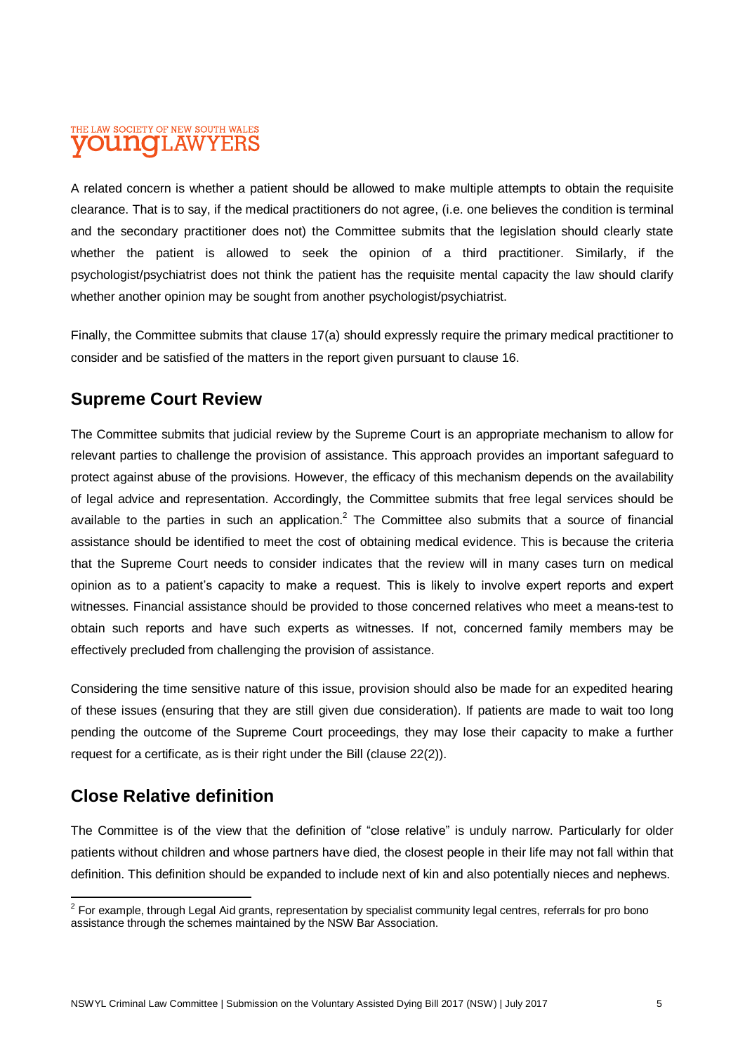A related concern is whether a patient should be allowed to make multiple attempts to obtain the requisite clearance. That is to say, if the medical practitioners do not agree, (i.e. one believes the condition is terminal and the secondary practitioner does not) the Committee submits that the legislation should clearly state whether the patient is allowed to seek the opinion of a third practitioner. Similarly, if the psychologist/psychiatrist does not think the patient has the requisite mental capacity the law should clarify whether another opinion may be sought from another psychologist/psychiatrist.

Finally, the Committee submits that clause 17(a) should expressly require the primary medical practitioner to consider and be satisfied of the matters in the report given pursuant to clause 16.

## Supreme Court Review

The Committee submits that judicial review by the Supreme Court is an appropriate mechanism to allow for relevant parties to challenge the provision of assistance. This approach provides an important safeguard to protect against abuse of the provisions. However, the efficacy of this mechanism depends on the availability of legal advice and representation. Accordingly, the Committee submits that free legal services should be available to the parties in such an application.[2] The Committee also submits that a source of financial assistance should be identified to meet the cost of obtaining medical evidence. This is because the criteria that the Supreme Court needs to consider indicates that the review will in many cases turn on medical opinion as to a patient's capacity to make a request. This is likely to involve expert reports and expert witnesses. Financial assistance should be provided to those concerned relatives who meet a means-test to obtain such reports and have such experts as witnesses. If not, concerned family members may be effectively precluded from challenging the provision of assistance.

Considering the time sensitive nature of this issue, provision should also be made for an expedited hearing of these issues (ensuring that they are still given due consideration). If patients are made to wait too long pending the outcome of the Supreme Court proceedings, they may lose their capacity to make a further request for a certificate, as is their right under the Bill (clause 22(2)).

## Close Relative definition

The Committee is of the view that the definition of "close relative" is unduly narrow. Particularly for older patients without children and whose partners have died, the closest people in their life may not fall within that definition. This definition should be expanded to include next of kin and also potentially nieces and nephews.

---

[2] For example, through Legal Aid grants, representation by specialist community legal centres, referrals for pro bono assistance through the schemes maintained by the NSW Bar Association.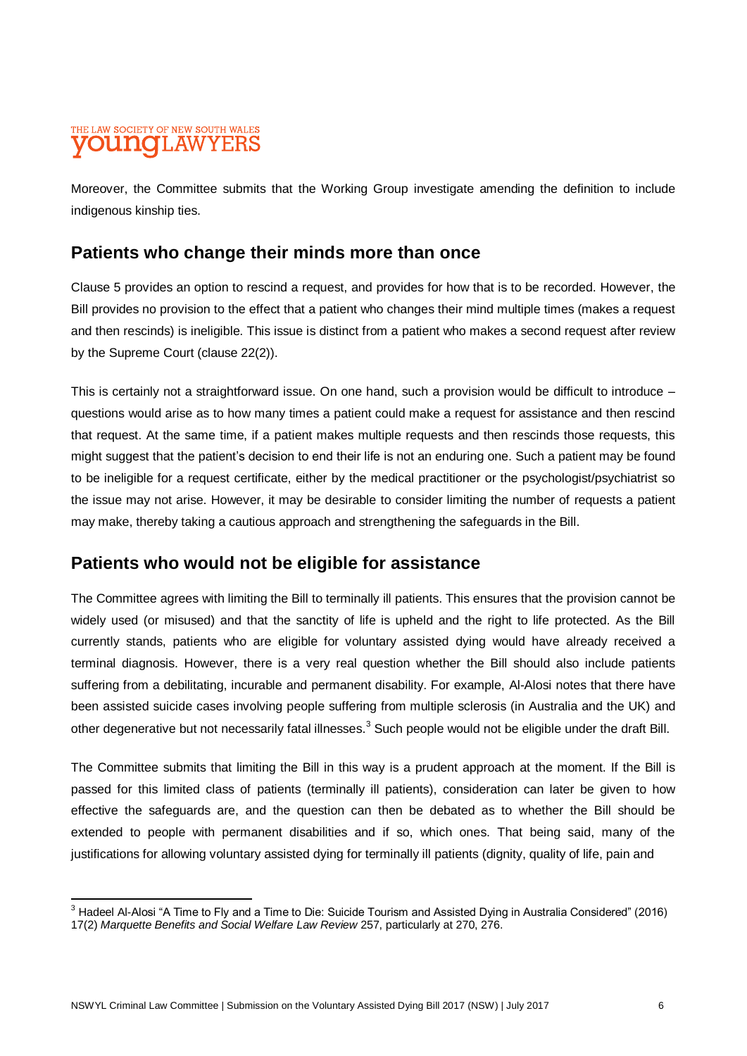Moreover, the Committee submits that the Working Group investigate amending the definition to include indigenous kinship ties.

## Patients who change their minds more than once

Clause 5 provides an option to rescind a request, and provides for how that is to be recorded. However, the Bill provides no provision to the effect that a patient who changes their mind multiple times (makes a request and then rescinds) is ineligible. This issue is distinct from a patient who makes a second request after review by the Supreme Court (clause 22(2)).

This is certainly not a straightforward issue. On one hand, such a provision would be difficult to introduce – questions would arise as to how many times a patient could make a request for assistance and then rescind that request. At the same time, if a patient makes multiple requests and then rescinds those requests, this might suggest that the patient's decision to end their life is not an enduring one. Such a patient may be found to be ineligible for a request certificate, either by the medical practitioner or the psychologist/psychiatrist so the issue may not arise. However, it may be desirable to consider limiting the number of requests a patient may make, thereby taking a cautious approach and strengthening the safeguards in the Bill.

## Patients who would not be eligible for assistance

The Committee agrees with limiting the Bill to terminally ill patients. This ensures that the provision cannot be widely used (or misused) and that the sanctity of life is upheld and the right to life protected. As the Bill currently stands, patients who are eligible for voluntary assisted dying would have already received a terminal diagnosis. However, there is a very real question whether the Bill should also include patients suffering from a debilitating, incurable and permanent disability. For example, Al-Alosi notes that there have been assisted suicide cases involving people suffering from multiple sclerosis (in Australia and the UK) and other degenerative but not necessarily fatal illnesses.[3] Such people would not be eligible under the draft Bill.

The Committee submits that limiting the Bill in this way is a prudent approach at the moment. If the Bill is passed for this limited class of patients (terminally ill patients), consideration can later be given to how effective the safeguards are, and the question can then be debated as to whether the Bill should be extended to people with permanent disabilities and if so, which ones. That being said, many of the justifications for allowing voluntary assisted dying for terminally ill patients (dignity, quality of life, pain and

---

[3] Hadeel Al-Alosi "A Time to Fly and a Time to Die: Suicide Tourism and Assisted Dying in Australia Considered" (2016) 17(2) *Marquette Benefits and Social Welfare Law Review* 257, particularly at 270, 276.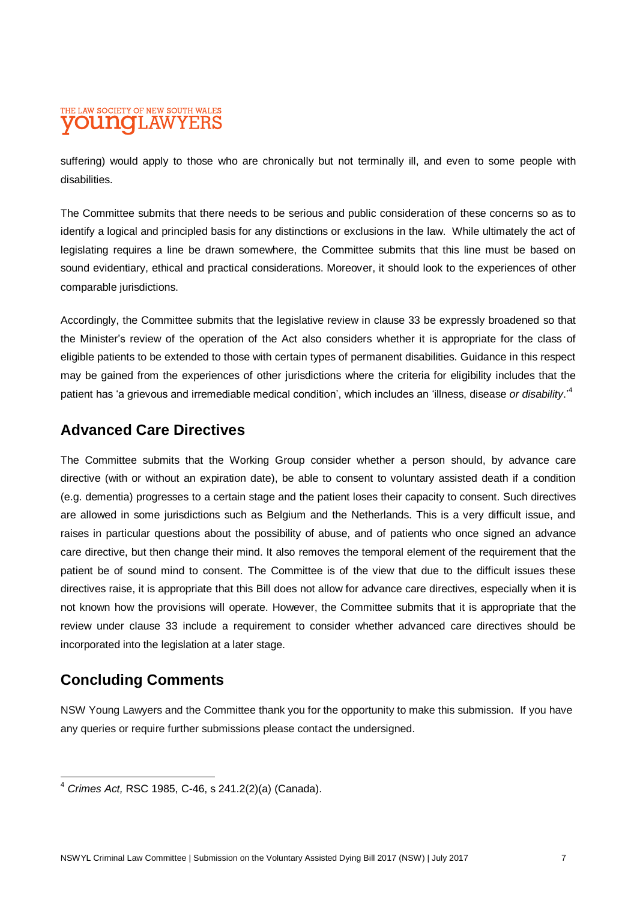suffering) would apply to those who are chronically but not terminally ill, and even to some people with disabilities.

The Committee submits that there needs to be serious and public consideration of these concerns so as to identify a logical and principled basis for any distinctions or exclusions in the law. While ultimately the act of legislating requires a line be drawn somewhere, the Committee submits that this line must be based on sound evidentiary, ethical and practical considerations. Moreover, it should look to the experiences of other comparable jurisdictions.

Accordingly, the Committee submits that the legislative review in clause 33 be expressly broadened so that the Minister's review of the operation of the Act also considers whether it is appropriate for the class of eligible patients to be extended to those with certain types of permanent disabilities. Guidance in this respect may be gained from the experiences of other jurisdictions where the criteria for eligibility includes that the patient has 'a grievous and irremediable medical condition', which includes an 'illness, disease *or disability*.'[4]

## Advanced Care Directives

The Committee submits that the Working Group consider whether a person should, by advance care directive (with or without an expiration date), be able to consent to voluntary assisted death if a condition (e.g. dementia) progresses to a certain stage and the patient loses their capacity to consent. Such directives are allowed in some jurisdictions such as Belgium and the Netherlands. This is a very difficult issue, and raises in particular questions about the possibility of abuse, and of patients who once signed an advance care directive, but then change their mind. It also removes the temporal element of the requirement that the patient be of sound mind to consent. The Committee is of the view that due to the difficult issues these directives raise, it is appropriate that this Bill does not allow for advance care directives, especially when it is not known how the provisions will operate. However, the Committee submits that it is appropriate that the review under clause 33 include a requirement to consider whether advanced care directives should be incorporated into the legislation at a later stage.

## Concluding Comments

NSW Young Lawyers and the Committee thank you for the opportunity to make this submission. If you have any queries or require further submissions please contact the undersigned.

---

[4] *Crimes Act,* RSC 1985, C-46, s 241.2(2)(a) (Canada).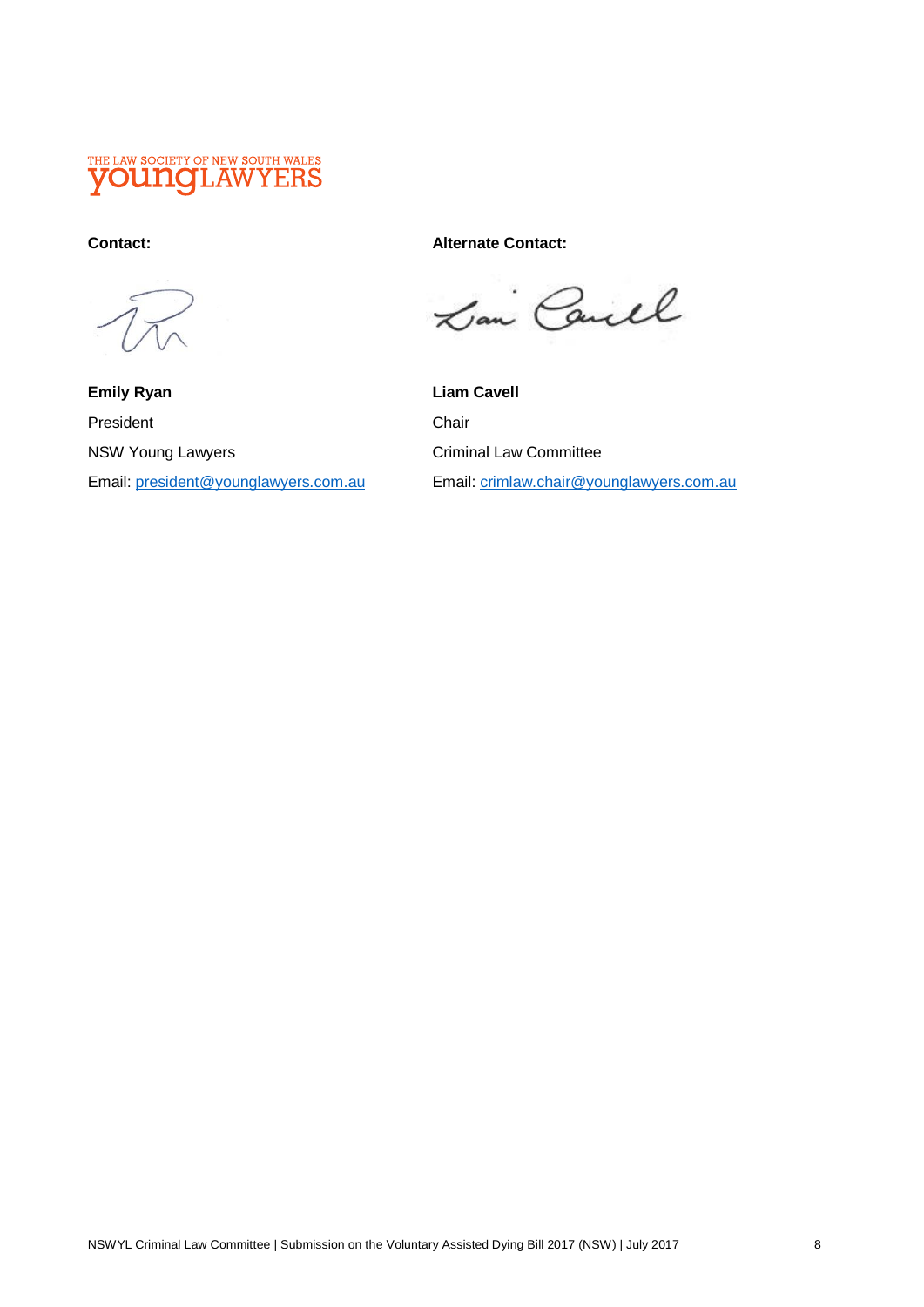THE LAW SOCIETY OF NEW SOUTH WALES
young LAWYERS

**Contact:**

**Emily Ryan**

President

NSW Young Lawyers

Email: president@younglawyers.com.au

**Alternate Contact:**

**Liam Cavell**

Chair

Criminal Law Committee

Email: crimlaw.chair@younglawyers.com.au